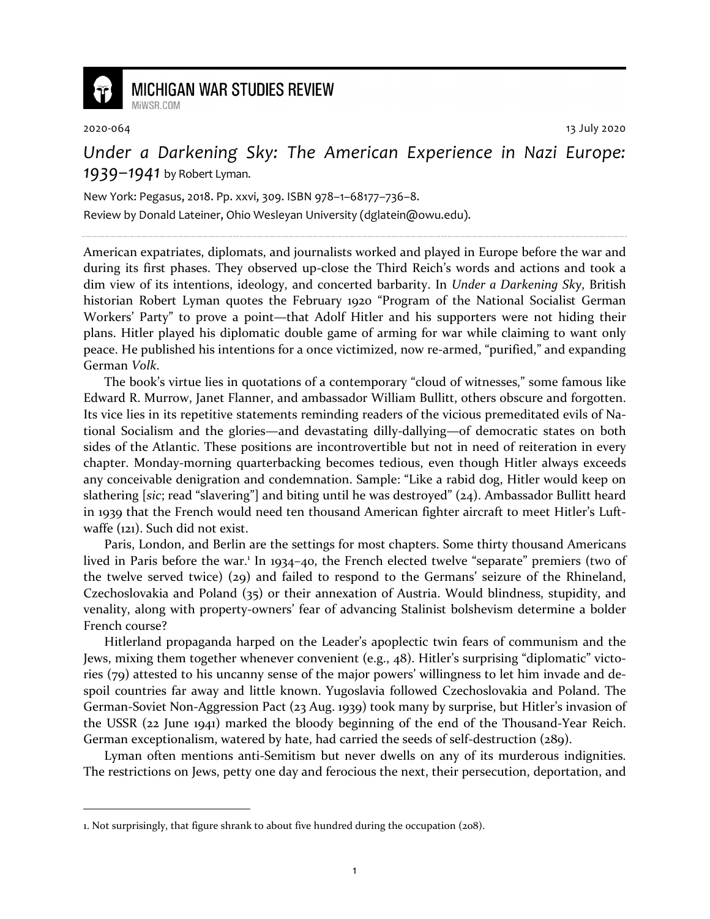2020-064

13 July 2020

# *Under a Darkening Sky: The American Experience in Nazi Europe: 1939–1941* by Robert Lyman.

New York: Pegasus, 2018. Pp. xxvi, 309. ISBN 978–1–68177–736–8.

Review by Donald Lateiner, Ohio Wesleyan University (dglatein@owu.edu).

American expatriates, diplomats, and journalists worked and played in Europe before the war and during its first phases. They observed up-close the Third Reich's words and actions and took a dim view of its intentions, ideology, and concerted barbarity. In *Under a Darkening Sky*, British historian Robert Lyman quotes the February 1920 "Program of the National Socialist German Workers' Party" to prove a point—that Adolf Hitler and his supporters were not hiding their plans. Hitler played his diplomatic double game of arming for war while claiming to want only peace. He published his intentions for a once victimized, now re-armed, "purified," and expanding German *Volk*.

The book's virtue lies in quotations of a contemporary "cloud of witnesses," some famous like Edward R. Murrow, Janet Flanner, and ambassador William Bullitt, others obscure and forgotten. Its vice lies in its repetitive statements reminding readers of the vicious premeditated evils of National Socialism and the glories—and devastating dilly-dallying—of democratic states on both sides of the Atlantic. These positions are incontrovertible but not in need of reiteration in every chapter. Monday-morning quarterbacking becomes tedious, even though Hitler always exceeds any conceivable denigration and condemnation. Sample: "Like a rabid dog, Hitler would keep on slathering [*sic*; read "slavering"] and biting until he was destroyed" (24). Ambassador Bullitt heard in 1939 that the French would need ten thousand American fighter aircraft to meet Hitler's Luftwaffe (121). Such did not exist.

Paris, London, and Berlin are the settings for most chapters. Some thirty thousand Americans lived in Paris before the war.[1] In 1934–40, the French elected twelve "separate" premiers (two of the twelve served twice) (29) and failed to respond to the Germans' seizure of the Rhineland, Czechoslovakia and Poland (35) or their annexation of Austria. Would blindness, stupidity, and venality, along with property-owners' fear of advancing Stalinist bolshevism determine a bolder French course?

Hitlerland propaganda harped on the Leader's apoplectic twin fears of communism and the Jews, mixing them together whenever convenient (e.g., 48). Hitler's surprising "diplomatic" victories (79) attested to his uncanny sense of the major powers' willingness to let him invade and despoil countries far away and little known. Yugoslavia followed Czechoslovakia and Poland. The German-Soviet Non-Aggression Pact (23 Aug. 1939) took many by surprise, but Hitler's invasion of the USSR (22 June 1941) marked the bloody beginning of the end of the Thousand-Year Reich. German exceptionalism, watered by hate, had carried the seeds of self-destruction (289).

Lyman often mentions anti-Semitism but never dwells on any of its murderous indignities. The restrictions on Jews, petty one day and ferocious the next, their persecution, deportation, and

1. Not surprisingly, that figure shrank to about five hundred during the occupation (208).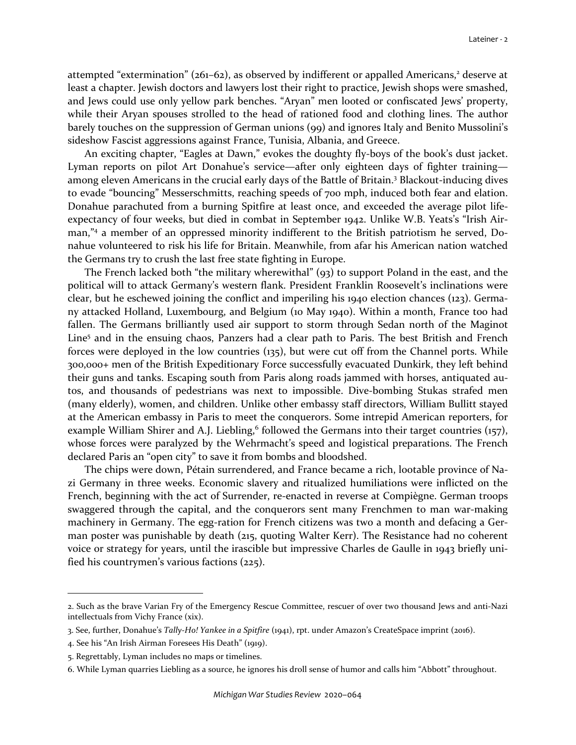attempted "extermination" (261–62), as observed by indifferent or appalled Americans,[2] deserve at least a chapter. Jewish doctors and lawyers lost their right to practice, Jewish shops were smashed, and Jews could use only yellow park benches. "Aryan" men looted or confiscated Jews' property, while their Aryan spouses strolled to the head of rationed food and clothing lines. The author barely touches on the suppression of German unions (99) and ignores Italy and Benito Mussolini's sideshow Fascist aggressions against France, Tunisia, Albania, and Greece.

An exciting chapter, "Eagles at Dawn," evokes the doughty fly-boys of the book's dust jacket. Lyman reports on pilot Art Donahue's service—after only eighteen days of fighter training—among eleven Americans in the crucial early days of the Battle of Britain.[3] Blackout-inducing dives to evade "bouncing" Messerschmitts, reaching speeds of 700 mph, induced both fear and elation. Donahue parachuted from a burning Spitfire at least once, and exceeded the average pilot life-expectancy of four weeks, but died in combat in September 1942. Unlike W.B. Yeats's "Irish Airman,"[4] a member of an oppressed minority indifferent to the British patriotism he served, Donahue volunteered to risk his life for Britain. Meanwhile, from afar his American nation watched the Germans try to crush the last free state fighting in Europe.

The French lacked both "the military wherewithal" (93) to support Poland in the east, and the political will to attack Germany's western flank. President Franklin Roosevelt's inclinations were clear, but he eschewed joining the conflict and imperiling his 1940 election chances (123). Germany attacked Holland, Luxembourg, and Belgium (10 May 1940). Within a month, France too had fallen. The Germans brilliantly used air support to storm through Sedan north of the Maginot Line[5] and in the ensuing chaos, Panzers had a clear path to Paris. The best British and French forces were deployed in the low countries (135), but were cut off from the Channel ports. While 300,000+ men of the British Expeditionary Force successfully evacuated Dunkirk, they left behind their guns and tanks. Escaping south from Paris along roads jammed with horses, antiquated autos, and thousands of pedestrians was next to impossible. Dive-bombing Stukas strafed men (many elderly), women, and children. Unlike other embassy staff directors, William Bullitt stayed at the American embassy in Paris to meet the conquerors. Some intrepid American reporters, for example William Shirer and A.J. Liebling,[6] followed the Germans into their target countries (157), whose forces were paralyzed by the Wehrmacht's speed and logistical preparations. The French declared Paris an "open city" to save it from bombs and bloodshed.

The chips were down, Pétain surrendered, and France became a rich, lootable province of Nazi Germany in three weeks. Economic slavery and ritualized humiliations were inflicted on the French, beginning with the act of Surrender, re-enacted in reverse at Compiègne. German troops swaggered through the capital, and the conquerors sent many Frenchmen to man war-making machinery in Germany. The egg-ration for French citizens was two a month and defacing a German poster was punishable by death (215, quoting Walter Kerr). The Resistance had no coherent voice or strategy for years, until the irascible but impressive Charles de Gaulle in 1943 briefly unified his countrymen's various factions (225).

---

2. Such as the brave Varian Fry of the Emergency Rescue Committee, rescuer of over two thousand Jews and anti-Nazi intellectuals from Vichy France (xix).

3. See, further, Donahue's *Tally-Ho! Yankee in a Spitfire* (1941), rpt. under Amazon's CreateSpace imprint (2016).

4. See his "An Irish Airman Foresees His Death" (1919).

5. Regrettably, Lyman includes no maps or timelines.

6. While Lyman quarries Liebling as a source, he ignores his droll sense of humor and calls him "Abbott" throughout.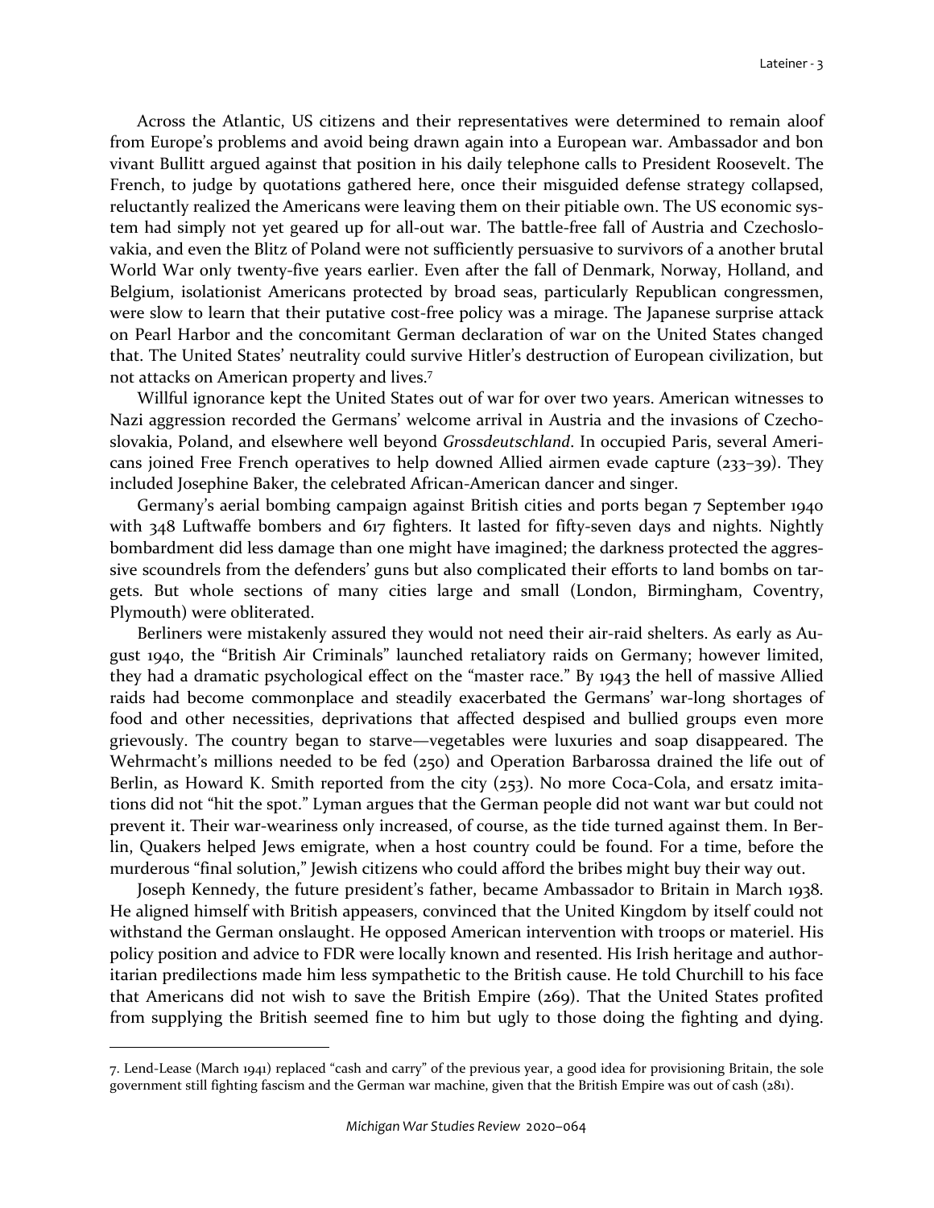Across the Atlantic, US citizens and their representatives were determined to remain aloof from Europe's problems and avoid being drawn again into a European war. Ambassador and bon vivant Bullitt argued against that position in his daily telephone calls to President Roosevelt. The French, to judge by quotations gathered here, once their misguided defense strategy collapsed, reluctantly realized the Americans were leaving them on their pitiable own. The US economic system had simply not yet geared up for all-out war. The battle-free fall of Austria and Czechoslovakia, and even the Blitz of Poland were not sufficiently persuasive to survivors of a another brutal World War only twenty-five years earlier. Even after the fall of Denmark, Norway, Holland, and Belgium, isolationist Americans protected by broad seas, particularly Republican congressmen, were slow to learn that their putative cost-free policy was a mirage. The Japanese surprise attack on Pearl Harbor and the concomitant German declaration of war on the United States changed that. The United States' neutrality could survive Hitler's destruction of European civilization, but not attacks on American property and lives.[7]

Willful ignorance kept the United States out of war for over two years. American witnesses to Nazi aggression recorded the Germans' welcome arrival in Austria and the invasions of Czechoslovakia, Poland, and elsewhere well beyond *Grossdeutschland*. In occupied Paris, several Americans joined Free French operatives to help downed Allied airmen evade capture (233–39). They included Josephine Baker, the celebrated African-American dancer and singer.

Germany's aerial bombing campaign against British cities and ports began 7 September 1940 with 348 Luftwaffe bombers and 617 fighters. It lasted for fifty-seven days and nights. Nightly bombardment did less damage than one might have imagined; the darkness protected the aggressive scoundrels from the defenders' guns but also complicated their efforts to land bombs on targets. But whole sections of many cities large and small (London, Birmingham, Coventry, Plymouth) were obliterated.

Berliners were mistakenly assured they would not need their air-raid shelters. As early as August 1940, the "British Air Criminals" launched retaliatory raids on Germany; however limited, they had a dramatic psychological effect on the "master race." By 1943 the hell of massive Allied raids had become commonplace and steadily exacerbated the Germans' war-long shortages of food and other necessities, deprivations that affected despised and bullied groups even more grievously. The country began to starve—vegetables were luxuries and soap disappeared. The Wehrmacht's millions needed to be fed (250) and Operation Barbarossa drained the life out of Berlin, as Howard K. Smith reported from the city (253). No more Coca-Cola, and ersatz imitations did not "hit the spot." Lyman argues that the German people did not want war but could not prevent it. Their war-weariness only increased, of course, as the tide turned against them. In Berlin, Quakers helped Jews emigrate, when a host country could be found. For a time, before the murderous "final solution," Jewish citizens who could afford the bribes might buy their way out.

Joseph Kennedy, the future president's father, became Ambassador to Britain in March 1938. He aligned himself with British appeasers, convinced that the United Kingdom by itself could not withstand the German onslaught. He opposed American intervention with troops or materiel. His policy position and advice to FDR were locally known and resented. His Irish heritage and authoritarian predilections made him less sympathetic to the British cause. He told Churchill to his face that Americans did not wish to save the British Empire (269). That the United States profited from supplying the British seemed fine to him but ugly to those doing the fighting and dying.

---

7. Lend-Lease (March 1941) replaced "cash and carry" of the previous year, a good idea for provisioning Britain, the sole government still fighting fascism and the German war machine, given that the British Empire was out of cash (281).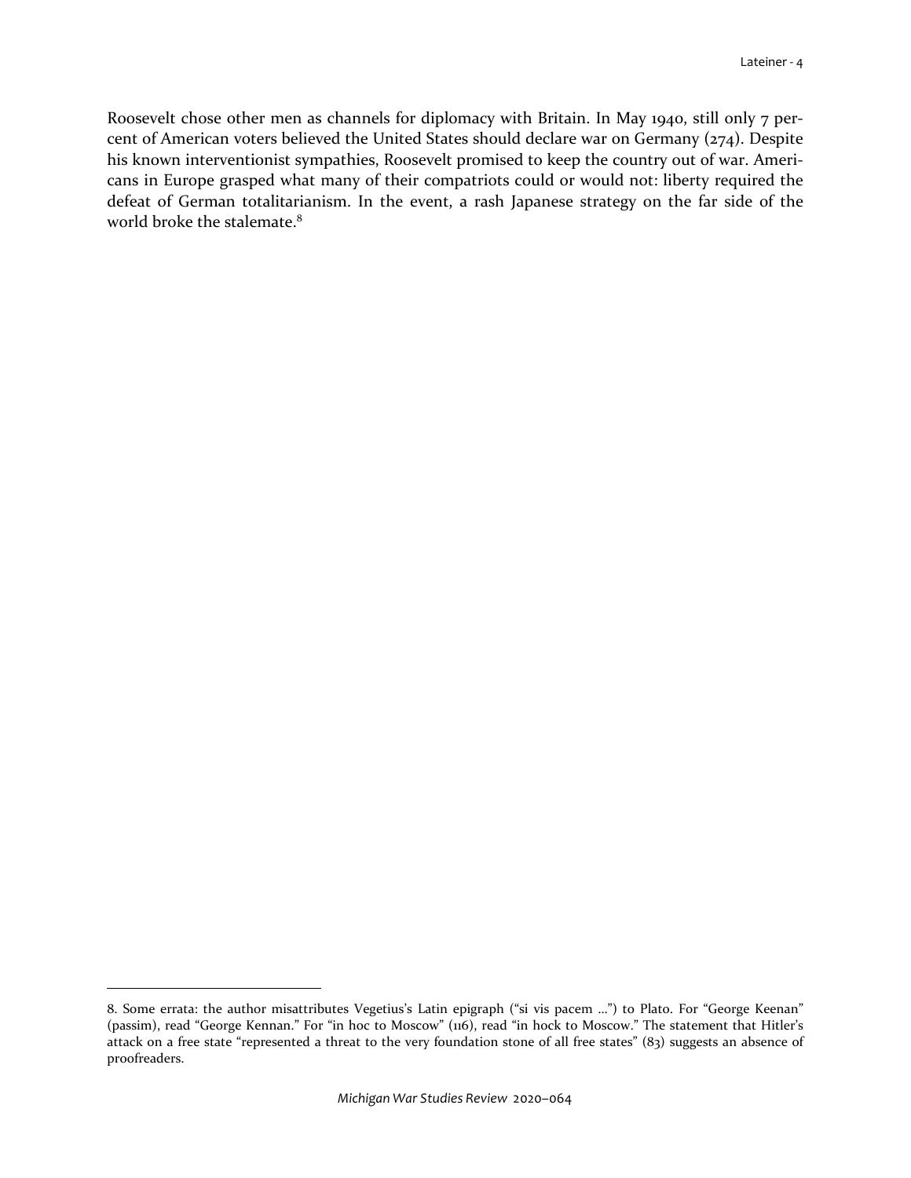Roosevelt chose other men as channels for diplomacy with Britain. In May 1940, still only 7 percent of American voters believed the United States should declare war on Germany (274). Despite his known interventionist sympathies, Roosevelt promised to keep the country out of war. Americans in Europe grasped what many of their compatriots could or would not: liberty required the defeat of German totalitarianism. In the event, a rash Japanese strategy on the far side of the world broke the stalemate.[8]

---

8. Some errata: the author misattributes Vegetius's Latin epigraph ("si vis pacem ...") to Plato. For "George Keenan" (passim), read "George Kennan." For "in hoc to Moscow" (116), read "in hock to Moscow." The statement that Hitler's attack on a free state "represented a threat to the very foundation stone of all free states" (83) suggests an absence of proofreaders.